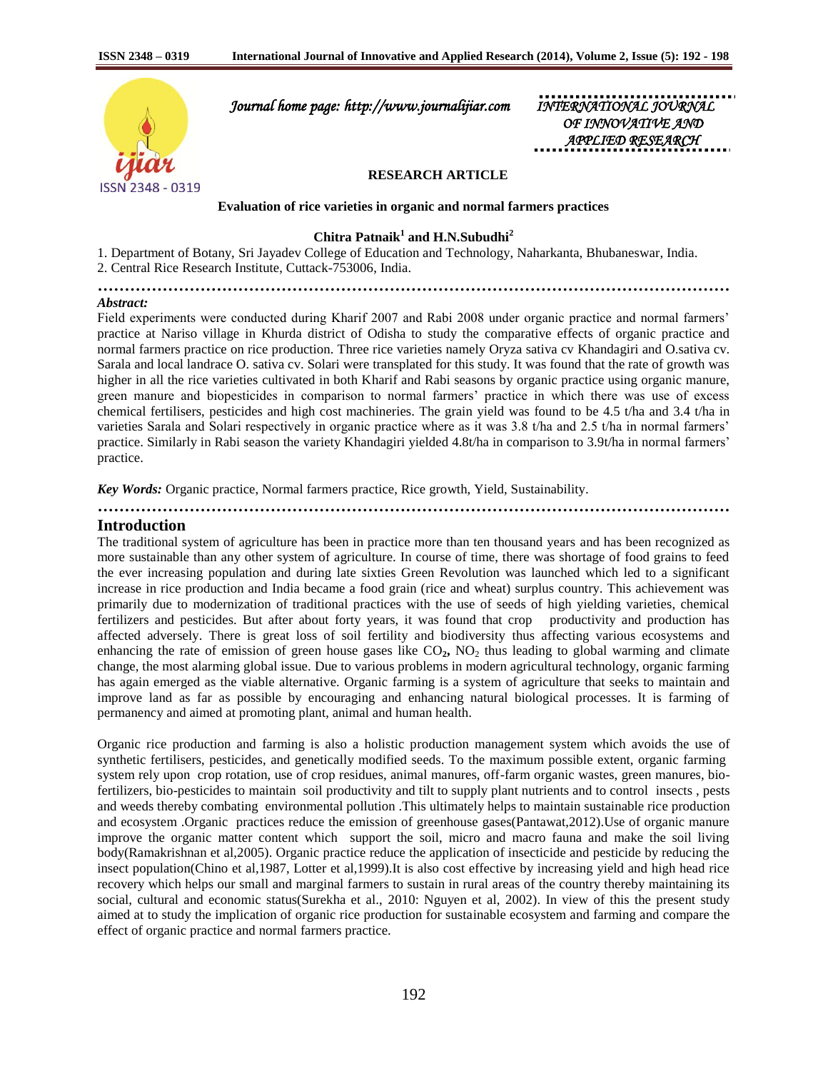**RESEARCH ARTICLE**

# Evaluation of rice varieties in organic and normal farmers practices

**Chitra Patnaik[1] and H.N.Subudhi[2]**

1. Department of Botany, Sri Jayadev College of Education and Technology, Naharkanta, Bhubaneswar, India.
2. Central Rice Research Institute, Cuttack-753006, India.

***Abstract:***

Field experiments were conducted during Kharif 2007 and Rabi 2008 under organic practice and normal farmers' practice at Nariso village in Khurda district of Odisha to study the comparative effects of organic practice and normal farmers practice on rice production. Three rice varieties namely Oryza sativa cv Khandagiri and O.sativa cv. Sarala and local landrace O. sativa cv. Solari were transplated for this study. It was found that the rate of growth was higher in all the rice varieties cultivated in both Kharif and Rabi seasons by organic practice using organic manure, green manure and biopesticides in comparison to normal farmers' practice in which there was use of excess chemical fertilisers, pesticides and high cost machineries. The grain yield was found to be 4.5 t/ha and 3.4 t/ha in varieties Sarala and Solari respectively in organic practice where as it was 3.8 t/ha and 2.5 t/ha in normal farmers' practice. Similarly in Rabi season the variety Khandagiri yielded 4.8t/ha in comparison to 3.9t/ha in normal farmers' practice.

***Key Words:*** Organic practice, Normal farmers practice, Rice growth, Yield, Sustainability.

## Introduction

The traditional system of agriculture has been in practice more than ten thousand years and has been recognized as more sustainable than any other system of agriculture. In course of time, there was shortage of food grains to feed the ever increasing population and during late sixties Green Revolution was launched which led to a significant increase in rice production and India became a food grain (rice and wheat) surplus country. This achievement was primarily due to modernization of traditional practices with the use of seeds of high yielding varieties, chemical fertilizers and pesticides. But after about forty years, it was found that crop productivity and production has affected adversely. There is great loss of soil fertility and biodiversity thus affecting various ecosystems and enhancing the rate of emission of green house gases like $CO_2$, $NO_2$ thus leading to global warming and climate change, the most alarming global issue. Due to various problems in modern agricultural technology, organic farming has again emerged as the viable alternative. Organic farming is a system of agriculture that seeks to maintain and improve land as far as possible by encouraging and enhancing natural biological processes. It is farming of permanency and aimed at promoting plant, animal and human health.

Organic rice production and farming is also a holistic production management system which avoids the use of synthetic fertilisers, pesticides, and genetically modified seeds. To the maximum possible extent, organic farming system rely upon crop rotation, use of crop residues, animal manures, off-farm organic wastes, green manures, bio-fertilizers, bio-pesticides to maintain soil productivity and tilt to supply plant nutrients and to control insects , pests and weeds thereby combating environmental pollution .This ultimately helps to maintain sustainable rice production and ecosystem .Organic practices reduce the emission of greenhouse gases(Pantawat,2012).Use of organic manure improve the organic matter content which support the soil, micro and macro fauna and make the soil living body(Ramakrishnan et al,2005). Organic practice reduce the application of insecticide and pesticide by reducing the insect population(Chino et al,1987, Lotter et al,1999).It is also cost effective by increasing yield and high head rice recovery which helps our small and marginal farmers to sustain in rural areas of the country thereby maintaining its social, cultural and economic status(Surekha et al., 2010: Nguyen et al, 2002). In view of this the present study aimed at to study the implication of organic rice production for sustainable ecosystem and farming and compare the effect of organic practice and normal farmers practice.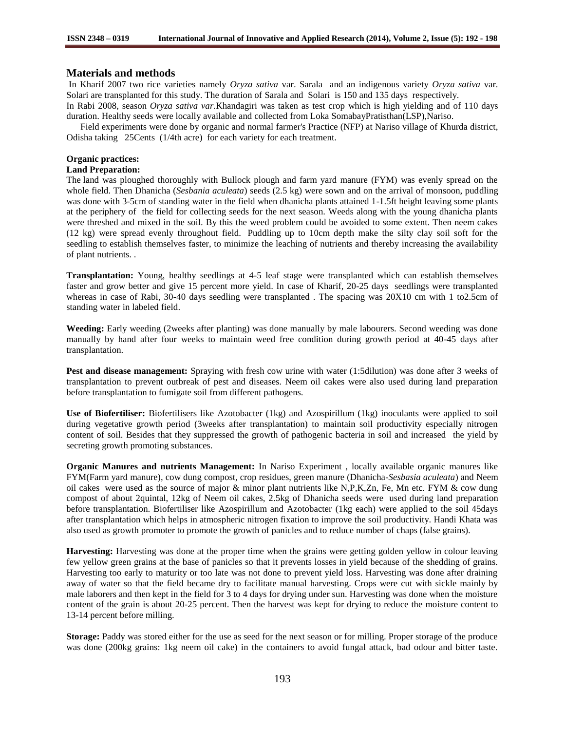## Materials and methods

In Kharif 2007 two rice varieties namely *Oryza sativa* var. Sarala and an indigenous variety *Oryza sativa* var. Solari are transplanted for this study. The duration of Sarala and Solari is 150 and 135 days respectively.

In Rabi 2008, season *Oryza sativa var.*Khandagiri was taken as test crop which is high yielding and of 110 days duration. Healthy seeds were locally available and collected from Loka SomabayPratisthan(LSP),Nariso.

Field experiments were done by organic and normal farmer's Practice (NFP) at Nariso village of Khurda district, Odisha taking 25Cents (1/4th acre) for each variety for each treatment.

**Organic practices:**

**Land Preparation:**

The land was ploughed thoroughly with Bullock plough and farm yard manure (FYM) was evenly spread on the whole field. Then Dhanicha (*Sesbania aculeata*) seeds (2.5 kg) were sown and on the arrival of monsoon, puddling was done with 3-5cm of standing water in the field when dhanicha plants attained 1-1.5ft height leaving some plants at the periphery of the field for collecting seeds for the next season. Weeds along with the young dhanicha plants were threshed and mixed in the soil. By this the weed problem could be avoided to some extent. Then neem cakes (12 kg) were spread evenly throughout field. Puddling up to 10cm depth make the silty clay soil soft for the seedling to establish themselves faster, to minimize the leaching of nutrients and thereby increasing the availability of plant nutrients. .

**Transplantation:** Young, healthy seedlings at 4-5 leaf stage were transplanted which can establish themselves faster and grow better and give 15 percent more yield. In case of Kharif, 20-25 days seedlings were transplanted whereas in case of Rabi, 30-40 days seedling were transplanted . The spacing was 20X10 cm with 1 to2.5cm of standing water in labeled field.

**Weeding:** Early weeding (2weeks after planting) was done manually by male labourers. Second weeding was done manually by hand after four weeks to maintain weed free condition during growth period at 40-45 days after transplantation.

**Pest and disease management:** Spraying with fresh cow urine with water (1:5dilution) was done after 3 weeks of transplantation to prevent outbreak of pest and diseases. Neem oil cakes were also used during land preparation before transplantation to fumigate soil from different pathogens.

**Use of Biofertiliser:** Biofertilisers like Azotobacter (1kg) and Azospirillum (1kg) inoculants were applied to soil during vegetative growth period (3weeks after transplantation) to maintain soil productivity especially nitrogen content of soil. Besides that they suppressed the growth of pathogenic bacteria in soil and increased the yield by secreting growth promoting substances.

**Organic Manures and nutrients Management:** In Nariso Experiment , locally available organic manures like FYM(Farm yard manure), cow dung compost, crop residues, green manure (Dhanicha-*Sesbasia aculeata*) and Neem oil cakes were used as the source of major & minor plant nutrients like N,P,K,Zn, Fe, Mn etc. FYM & cow dung compost of about 2quintal, 12kg of Neem oil cakes, 2.5kg of Dhanicha seeds were used during land preparation before transplantation. Biofertiliser like Azospirillum and Azotobacter (1kg each) were applied to the soil 45days after transplantation which helps in atmospheric nitrogen fixation to improve the soil productivity. Handi Khata was also used as growth promoter to promote the growth of panicles and to reduce number of chaps (false grains).

**Harvesting:** Harvesting was done at the proper time when the grains were getting golden yellow in colour leaving few yellow green grains at the base of panicles so that it prevents losses in yield because of the shedding of grains. Harvesting too early to maturity or too late was not done to prevent yield loss. Harvesting was done after draining away of water so that the field became dry to facilitate manual harvesting. Crops were cut with sickle mainly by male laborers and then kept in the field for 3 to 4 days for drying under sun. Harvesting was done when the moisture content of the grain is about 20-25 percent. Then the harvest was kept for drying to reduce the moisture content to 13-14 percent before milling.

**Storage:** Paddy was stored either for the use as seed for the next season or for milling. Proper storage of the produce was done (200kg grains: 1kg neem oil cake) in the containers to avoid fungal attack, bad odour and bitter taste.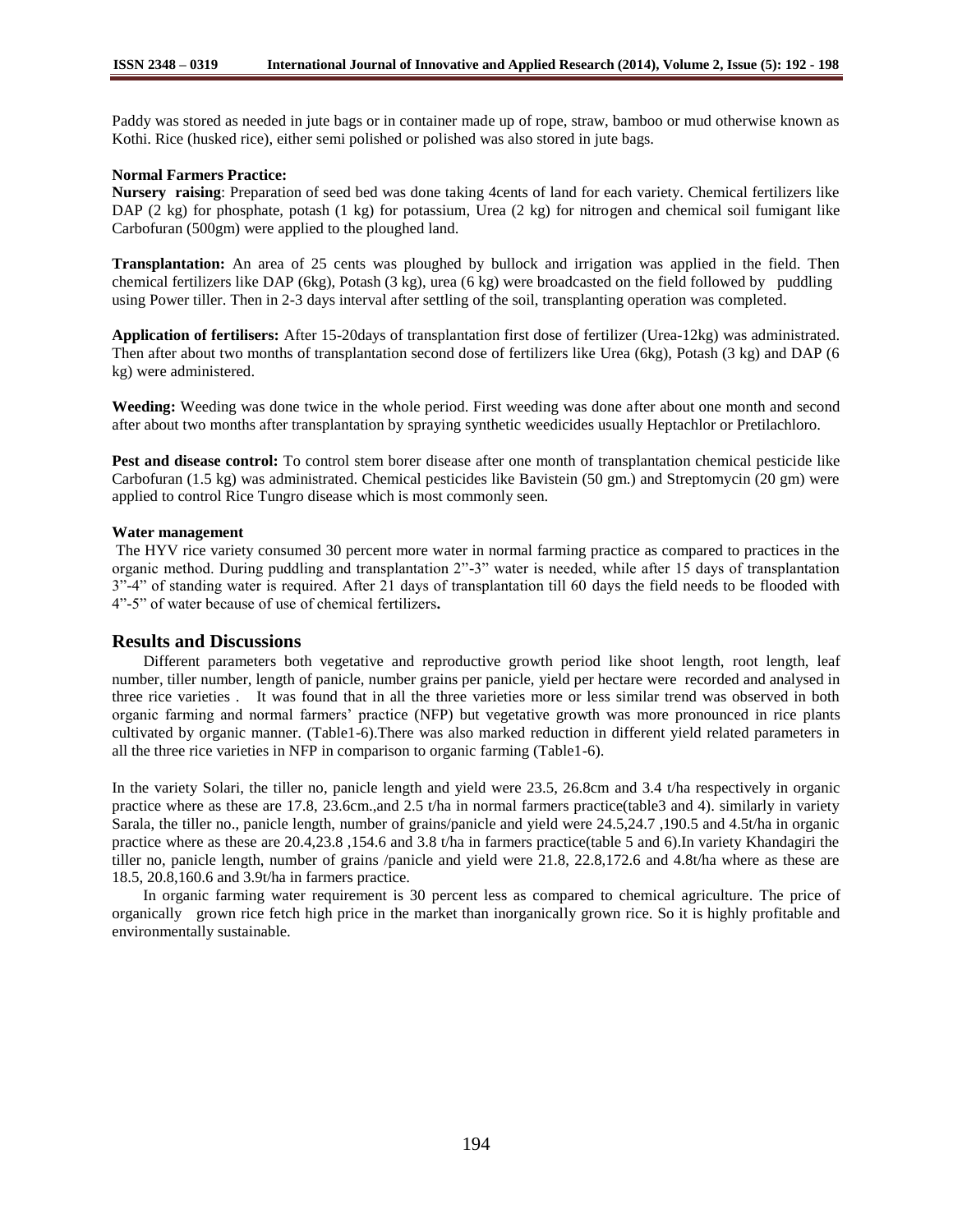Paddy was stored as needed in jute bags or in container made up of rope, straw, bamboo or mud otherwise known as Kothi. Rice (husked rice), either semi polished or polished was also stored in jute bags.

**Normal Farmers Practice:**

**Nursery raising**: Preparation of seed bed was done taking 4cents of land for each variety. Chemical fertilizers like DAP (2 kg) for phosphate, potash (1 kg) for potassium, Urea (2 kg) for nitrogen and chemical soil fumigant like Carbofuran (500gm) were applied to the ploughed land.

**Transplantation:** An area of 25 cents was ploughed by bullock and irrigation was applied in the field. Then chemical fertilizers like DAP (6kg), Potash (3 kg), urea (6 kg) were broadcasted on the field followed by puddling using Power tiller. Then in 2-3 days interval after settling of the soil, transplanting operation was completed.

**Application of fertilisers:** After 15-20days of transplantation first dose of fertilizer (Urea-12kg) was administrated. Then after about two months of transplantation second dose of fertilizers like Urea (6kg), Potash (3 kg) and DAP (6 kg) were administered.

**Weeding:** Weeding was done twice in the whole period. First weeding was done after about one month and second after about two months after transplantation by spraying synthetic weedicides usually Heptachlor or Pretilachloro.

**Pest and disease control:** To control stem borer disease after one month of transplantation chemical pesticide like Carbofuran (1.5 kg) was administrated. Chemical pesticides like Bavistein (50 gm.) and Streptomycin (20 gm) were applied to control Rice Tungro disease which is most commonly seen.

**Water management**

The HYV rice variety consumed 30 percent more water in normal farming practice as compared to practices in the organic method. During puddling and transplantation 2"-3" water is needed, while after 15 days of transplantation 3"-4" of standing water is required. After 21 days of transplantation till 60 days the field needs to be flooded with 4"-5" of water because of use of chemical fertilizers**.**

## Results and Discussions

Different parameters both vegetative and reproductive growth period like shoot length, root length, leaf number, tiller number, length of panicle, number grains per panicle, yield per hectare were recorded and analysed in three rice varieties . It was found that in all the three varieties more or less similar trend was observed in both organic farming and normal farmers' practice (NFP) but vegetative growth was more pronounced in rice plants cultivated by organic manner. (Table1-6).There was also marked reduction in different yield related parameters in all the three rice varieties in NFP in comparison to organic farming (Table1-6).

In the variety Solari, the tiller no, panicle length and yield were 23.5, 26.8cm and 3.4 t/ha respectively in organic practice where as these are 17.8, 23.6cm.,and 2.5 t/ha in normal farmers practice(table3 and 4). similarly in variety Sarala, the tiller no., panicle length, number of grains/panicle and yield were 24.5,24.7 ,190.5 and 4.5t/ha in organic practice where as these are 20.4,23.8 ,154.6 and 3.8 t/ha in farmers practice(table 5 and 6).In variety Khandagiri the tiller no, panicle length, number of grains /panicle and yield were 21.8, 22.8,172.6 and 4.8t/ha where as these are 18.5, 20.8,160.6 and 3.9t/ha in farmers practice.

In organic farming water requirement is 30 percent less as compared to chemical agriculture. The price of organically grown rice fetch high price in the market than inorganically grown rice. So it is highly profitable and environmentally sustainable.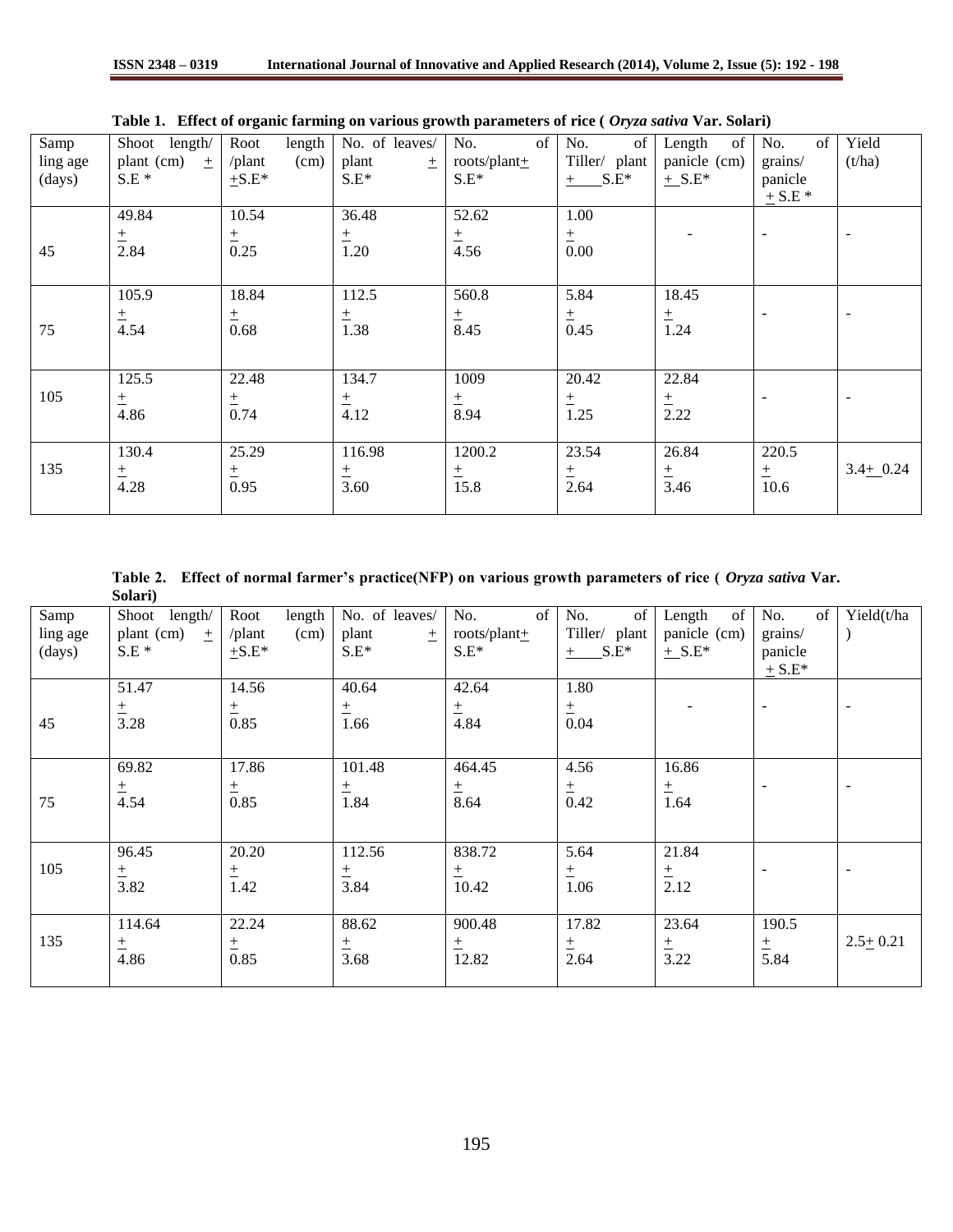**Table 1. Effect of organic farming on various growth parameters of rice ( *Oryza sativa* Var. Solari)**

| Sampling age (days) | Shoot length/ plant (cm) ± S.E * | Root length /plant (cm) ±S.E* | No. of leaves/ plant ± S.E* | No. of roots/plant± S.E* | No. of Tiller/ plant ± S.E* | Length of panicle (cm) ± S.E* | No. of grains/ panicle ± S.E * | Yield (t/ha) |
|---|---|---|---|---|---|---|---|---|
| 45 | 49.84 ± 2.84 | 10.54 ± 0.25 | 36.48 ± 1.20 | 52.62 ± 4.56 | 1.00 ± 0.00 | - | - | - |
| 75 | 105.9 ± 4.54 | 18.84 ± 0.68 | 112.5 ± 1.38 | 560.8 ± 8.45 | 5.84 ± 0.45 | 18.45 ± 1.24 | - | - |
| 105 | 125.5 ± 4.86 | 22.48 ± 0.74 | 134.7 ± 4.12 | 1009 ± 8.94 | 20.42 ± 1.25 | 22.84 ± 2.22 | - | - |
| 135 | 130.4 ± 4.28 | 25.29 ± 0.95 | 116.98 ± 3.60 | 1200.2 ± 15.8 | 23.54 ± 2.64 | 26.84 ± 3.46 | 220.5 ± 10.6 | 3.4± 0.24 |

**Table 2. Effect of normal farmer's practice(NFP) on various growth parameters of rice ( *Oryza sativa* Var. Solari)**

| Sampling age (days) | Shoot length/ plant (cm) ± S.E * | Root length /plant (cm) ±S.E* | No. of leaves/ plant ± S.E* | No. of roots/plant± S.E* | No. of Tiller/ plant ± S.E* | Length of panicle (cm) ± S.E* | No. of grains/ panicle ± S.E* | Yield(t/ha) |
|---|---|---|---|---|---|---|---|---|
| 45 | 51.47 ± 3.28 | 14.56 ± 0.85 | 40.64 ± 1.66 | 42.64 ± 4.84 | 1.80 ± 0.04 | - | - | - |
| 75 | 69.82 ± 4.54 | 17.86 ± 0.85 | 101.48 ± 1.84 | 464.45 ± 8.64 | 4.56 ± 0.42 | 16.86 ± 1.64 | - | - |
| 105 | 96.45 ± 3.82 | 20.20 ± 1.42 | 112.56 ± 3.84 | 838.72 ± 10.42 | 5.64 ± 1.06 | 21.84 ± 2.12 | - | - |
| 135 | 114.64 ± 4.86 | 22.24 ± 0.85 | 88.62 ± 3.68 | 900.48 ± 12.82 | 17.82 ± 2.64 | 23.64 ± 3.22 | 190.5 ± 5.84 | 2.5± 0.21 |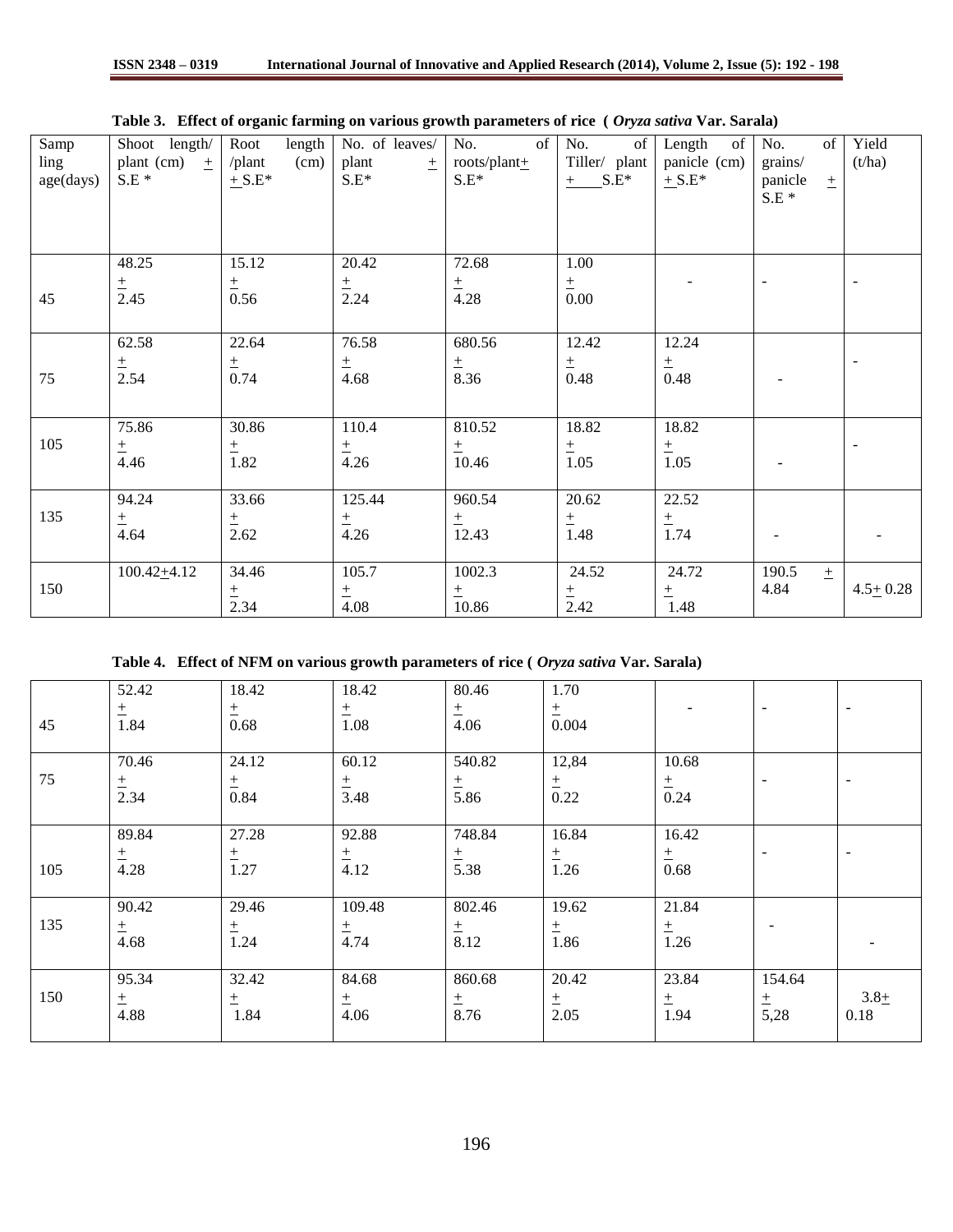**Table 3. Effect of organic farming on various growth parameters of rice ( *Oryza sativa* Var. Sarala)**

| Sampling age(days) | Shoot length/ plant (cm) ± S.E * | Root length /plant (cm) ± S.E* | No. of leaves/ plant ± S.E* | No. of roots/plant± S.E* | No. of Tiller/ plant ± S.E* | Length of panicle (cm) ± S.E* | No. of grains/ panicle ± S.E * | Yield (t/ha) |
|---|---|---|---|---|---|---|---|---|
| 45 | 48.25 ± 2.45 | 15.12 ± 0.56 | 20.42 ± 2.24 | 72.68 ± 4.28 | 1.00 ± 0.00 | - | - | - |
| 75 | 62.58 ± 2.54 | 22.64 ± 0.74 | 76.58 ± 4.68 | 680.56 ± 8.36 | 12.42 ± 0.48 | 12.24 ± 0.48 | - | - |
| 105 | 75.86 ± 4.46 | 30.86 ± 1.82 | 110.4 ± 4.26 | 810.52 ± 10.46 | 18.82 ± 1.05 | 18.82 ± 1.05 | - | - |
| 135 | 94.24 ± 4.64 | 33.66 ± 2.62 | 125.44 ± 4.26 | 960.54 ± 12.43 | 20.62 ± 1.48 | 22.52 ± 1.74 | - | - |
| 150 | 100.42±4.12 | 34.46 ± 2.34 | 105.7 ± 4.08 | 1002.3 ± 10.86 | 24.52 ± 2.42 | 24.72 ± 1.48 | 190.5 ± 4.84 | 4.5± 0.28 |

**Table 4. Effect of NFM on various growth parameters of rice ( *Oryza sativa* Var. Sarala)**

| | | | | | | | | |
|---|---|---|---|---|---|---|---|---|
| 45 | 52.42 ± 1.84 | 18.42 ± 0.68 | 18.42 ± 1.08 | 80.46 ± 4.06 | 1.70 ± 0.004 | - | - | - |
| 75 | 70.46 ± 2.34 | 24.12 ± 0.84 | 60.12 ± 3.48 | 540.82 ± 5.86 | 12,84 ± 0.22 | 10.68 ± 0.24 | - | - |
| 105 | 89.84 ± 4.28 | 27.28 ± 1.27 | 92.88 ± 4.12 | 748.84 ± 5.38 | 16.84 ± 1.26 | 16.42 ± 0.68 | - | - |
| 135 | 90.42 ± 4.68 | 29.46 ± 1.24 | 109.48 ± 4.74 | 802.46 ± 8.12 | 19.62 ± 1.86 | 21.84 ± 1.26 | - | - |
| 150 | 95.34 ± 4.88 | 32.42 ± 1.84 | 84.68 ± 4.06 | 860.68 ± 8.76 | 20.42 ± 2.05 | 23.84 ± 1.94 | 154.64 ± 5,28 | 3.8± 0.18 |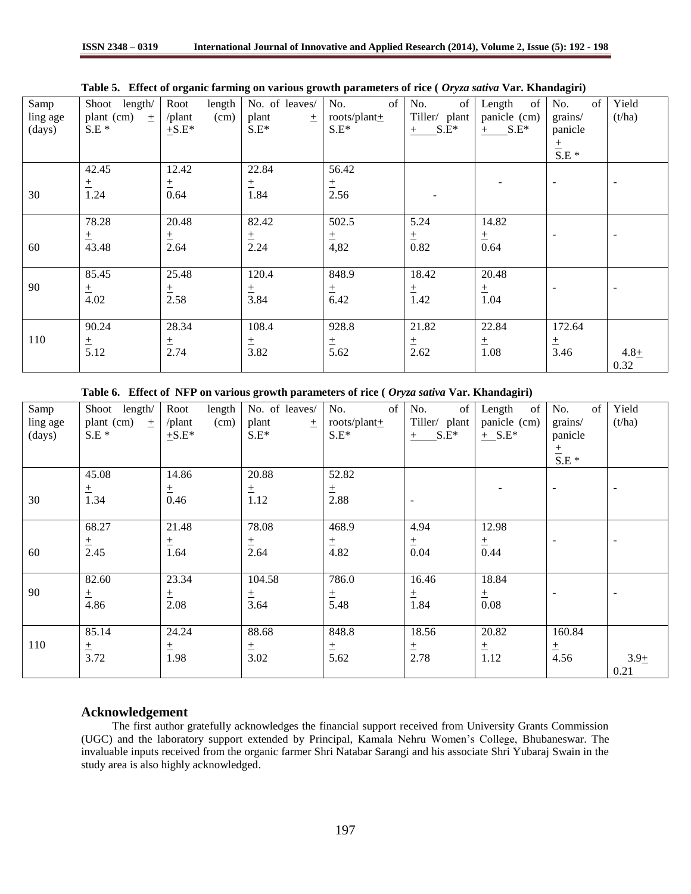**Table 5. Effect of organic farming on various growth parameters of rice ( *Oryza sativa* Var. Khandagiri)**

| Sampling age (days) | Shoot length/ plant (cm) ± S.E * | Root length /plant (cm) ±S.E* | No. of leaves/ plant ± S.E* | No. of roots/plant± S.E* | No. of Tiller/ plant ± S.E* | Length of panicle (cm) ± S.E* | No. of grains/ panicle ± S.E * | Yield (t/ha) |
|---|---|---|---|---|---|---|---|---|
| 30 | 42.45 ± 1.24 | 12.42 ± 0.64 | 22.84 ± 1.84 | 56.42 ± 2.56 | - | - | - | - |
| 60 | 78.28 ± 43.48 | 20.48 ± 2.64 | 82.42 ± 2.24 | 502.5 ± 4,82 | 5.24 ± 0.82 | 14.82 ± 0.64 | - | - |
| 90 | 85.45 ± 4.02 | 25.48 ± 2.58 | 120.4 ± 3.84 | 848.9 ± 6.42 | 18.42 ± 1.42 | 20.48 ± 1.04 | - | - |
| 110 | 90.24 ± 5.12 | 28.34 ± 2.74 | 108.4 ± 3.82 | 928.8 ± 5.62 | 21.82 ± 2.62 | 22.84 ± 1.08 | 172.64 ± 3.46 | 4.8± 0.32 |

**Table 6. Effect of NFP on various growth parameters of rice ( *Oryza sativa* Var. Khandagiri)**

| Sampling age (days) | Shoot length/ plant (cm) ± S.E * | Root length /plant (cm) ±S.E* | No. of leaves/ plant ± S.E* | No. of roots/plant± S.E* | No. of Tiller/ plant ± S.E* | Length of panicle (cm) ± S.E* | No. of grains/ panicle ± S.E * | Yield (t/ha) |
|---|---|---|---|---|---|---|---|---|
| 30 | 45.08 ± 1.34 | 14.86 ± 0.46 | 20.88 ± 1.12 | 52.82 ± 2.88 | - | - | - | - |
| 60 | 68.27 ± 2.45 | 21.48 ± 1.64 | 78.08 ± 2.64 | 468.9 ± 4.82 | 4.94 ± 0.04 | 12.98 ± 0.44 | - | - |
| 90 | 82.60 ± 4.86 | 23.34 ± 2.08 | 104.58 ± 3.64 | 786.0 ± 5.48 | 16.46 ± 1.84 | 18.84 ± 0.08 | - | - |
| 110 | 85.14 ± 3.72 | 24.24 ± 1.98 | 88.68 ± 3.02 | 848.8 ± 5.62 | 18.56 ± 2.78 | 20.82 ± 1.12 | 160.84 ± 4.56 | 3.9± 0.21 |

## Acknowledgement

The first author gratefully acknowledges the financial support received from University Grants Commission (UGC) and the laboratory support extended by Principal, Kamala Nehru Women's College, Bhubaneswar. The invaluable inputs received from the organic farmer Shri Natabar Sarangi and his associate Shri Yubaraj Swain in the study area is also highly acknowledged.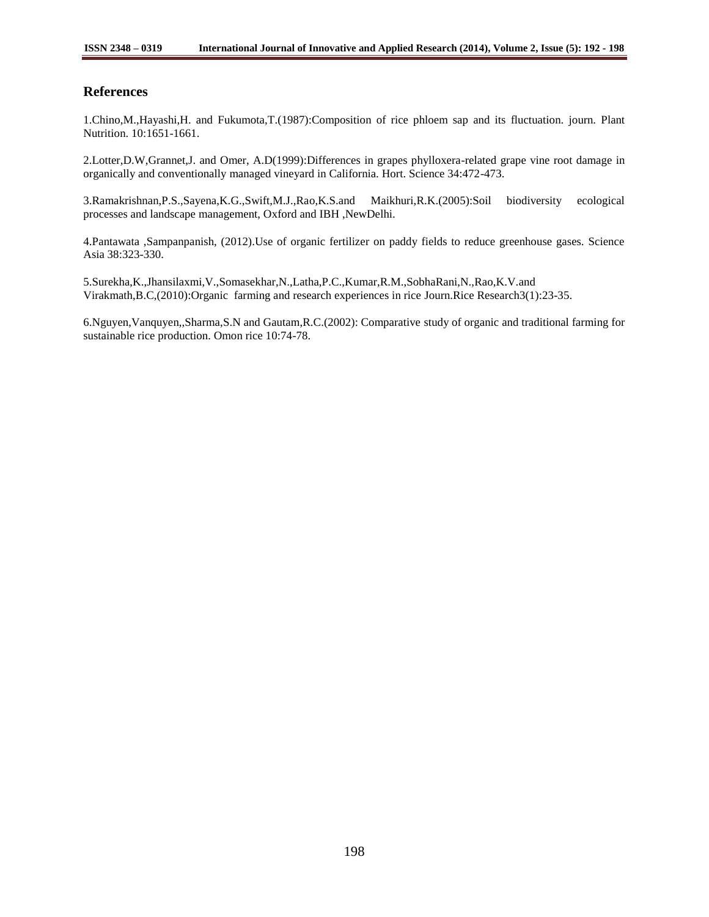## References

1.Chino,M.,Hayashi,H. and Fukumota,T.(1987):Composition of rice phloem sap and its fluctuation. journ. Plant Nutrition. 10:1651-1661.

2.Lotter,D.W,Grannet,J. and Omer, A.D(1999):Differences in grapes phylloxera-related grape vine root damage in organically and conventionally managed vineyard in California. Hort. Science 34:472-473.

3.Ramakrishnan,P.S.,Sayena,K.G.,Swift,M.J.,Rao,K.S.and Maikhuri,R.K.(2005):Soil biodiversity ecological processes and landscape management, Oxford and IBH ,NewDelhi.

4.Pantawata ,Sampanpanish, (2012).Use of organic fertilizer on paddy fields to reduce greenhouse gases. Science Asia 38:323-330.

5.Surekha,K.,Jhansilaxmi,V.,Somasekhar,N.,Latha,P.C.,Kumar,R.M.,SobhaRani,N.,Rao,K.V.and Virakmath,B.C,(2010):Organic farming and research experiences in rice Journ.Rice Research3(1):23-35.

6.Nguyen,Vanquyen,,Sharma,S.N and Gautam,R.C.(2002): Comparative study of organic and traditional farming for sustainable rice production. Omon rice 10:74-78.